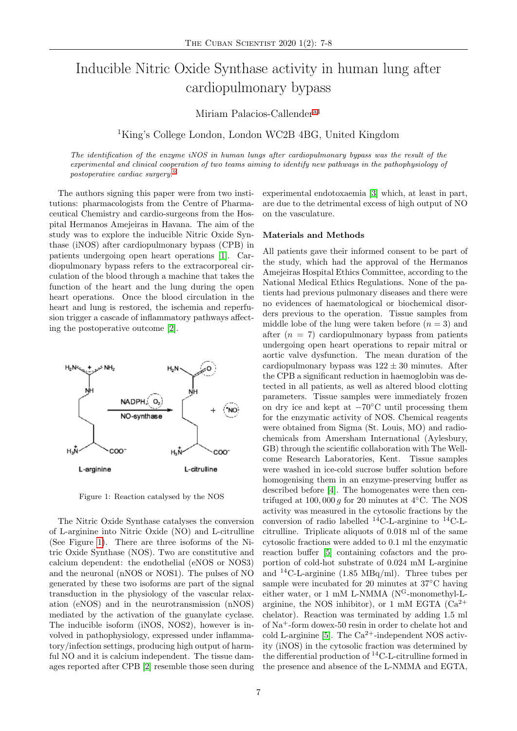# Inducible Nitric Oxide Synthase activity in human lung after cardiopulmonary bypass

Miriam Palacios-Callender[a,1]

[1]King's College London, London WC2B 4BG, United Kingdom

*The identification of the enzyme iNOS in human lungs after cardiopulmonary bypass was the result of the experimental and clinical cooperation of two teams aiming to identify new pathways in the pathophysiology of postoperative cardiac surgery.*[b]

The authors signing this paper were from two institutions: pharmacologists from the Centre of Pharmaceutical Chemistry and cardio-surgeons from the Hospital Hermanos Amejeiras in Havana. The aim of the study was to explore the inducible Nitric Oxide Synthase (iNOS) after cardiopulmonary bypass (CPB) in patients undergoing open heart operations [1]. Cardiopulmonary bypass refers to the extracorporeal circulation of the blood through a machine that takes the function of the heart and the lung during the open heart operations. Once the blood circulation in the heart and lung is restored, the ischemia and reperfusion trigger a cascade of inflammatory pathways affecting the postoperative outcome [2].

Figure 1: Reaction catalysed by the NOS

The Nitric Oxide Synthase catalyses the conversion of L-arginine into Nitric Oxide (NO) and L-citrulline (See Figure 1). There are three isoforms of the Nitric Oxide Synthase (NOS). Two are constitutive and calcium dependent: the endothelial (eNOS or NOS3) and the neuronal (nNOS or NOS1). The pulses of NO generated by these two isoforms are part of the signal transduction in the physiology of the vascular relaxation (eNOS) and in the neurotransmission (nNOS) mediated by the activation of the guanylate cyclase. The inducible isoform (iNOS, NOS2), however is involved in pathophysiology, expressed under inflammatory/infection settings, producing high output of harmful NO and it is calcium independent. The tissue damages reported after CPB [2] resemble those seen during experimental endotoxaemia [3] which, at least in part, are due to the detrimental excess of high output of NO on the vasculature.

### Materials and Methods

All patients gave their informed consent to be part of the study, which had the approval of the Hermanos Amejeiras Hospital Ethics Committee, according to the National Medical Ethics Regulations. None of the patients had previous pulmonary diseases and there were no evidences of haematological or biochemical disorders previous to the operation. Tissue samples from middle lobe of the lung were taken before ($n = 3$) and after ($n = 7$) cardiopulmonary bypass from patients undergoing open heart operations to repair mitral or aortic valve dysfunction. The mean duration of the cardiopulmonary bypass was $122 \pm 30$ minutes. After the CPB a significant reduction in haemoglobin was detected in all patients, as well as altered blood clotting parameters. Tissue samples were immediately frozen on dry ice and kept at $-70$°C until processing them for the enzymatic activity of NOS. Chemical reagents were obtained from Sigma (St. Louis, MO) and radiochemicals from Amersham International (Aylesbury, GB) through the scientific collaboration with The Wellcome Research Laboratories, Kent. Tissue samples were washed in ice-cold sucrose buffer solution before homogenising them in an enzyme-preserving buffer as described before [4]. The homogenates were then centrifuged at $100,000\,g$ for 20 minutes at 4°C. The NOS activity was measured in the cytosolic fractions by the conversion of radio labelled $^{14}$C-L-arginine to $^{14}$C-L-citrulline. Triplicate aliquots of 0.018 ml of the same cytosolic fractions were added to 0.1 ml the enzymatic reaction buffer [5] containing cofactors and the proportion of cold-hot substrate of 0.024 mM L-arginine and $^{14}$C-L-arginine (1.85 MBq/ml). Three tubes per sample were incubated for 20 minutes at 37°C having either water, or 1 mM L-NMMA ($N^G$-monomethyl-L-arginine, the NOS inhibitor), or 1 mM EGTA ($Ca^{2+}$ chelator). Reaction was terminated by adding 1.5 ml of $Na^+$-form dowex-50 resin in order to chelate hot and cold L-arginine [5]. The $Ca^{2+}$-independent NOS activity (iNOS) in the cytosolic fraction was determined by the differential production of $^{14}$C-L-citrulline formed in the presence and absence of the L-NMMA and EGTA,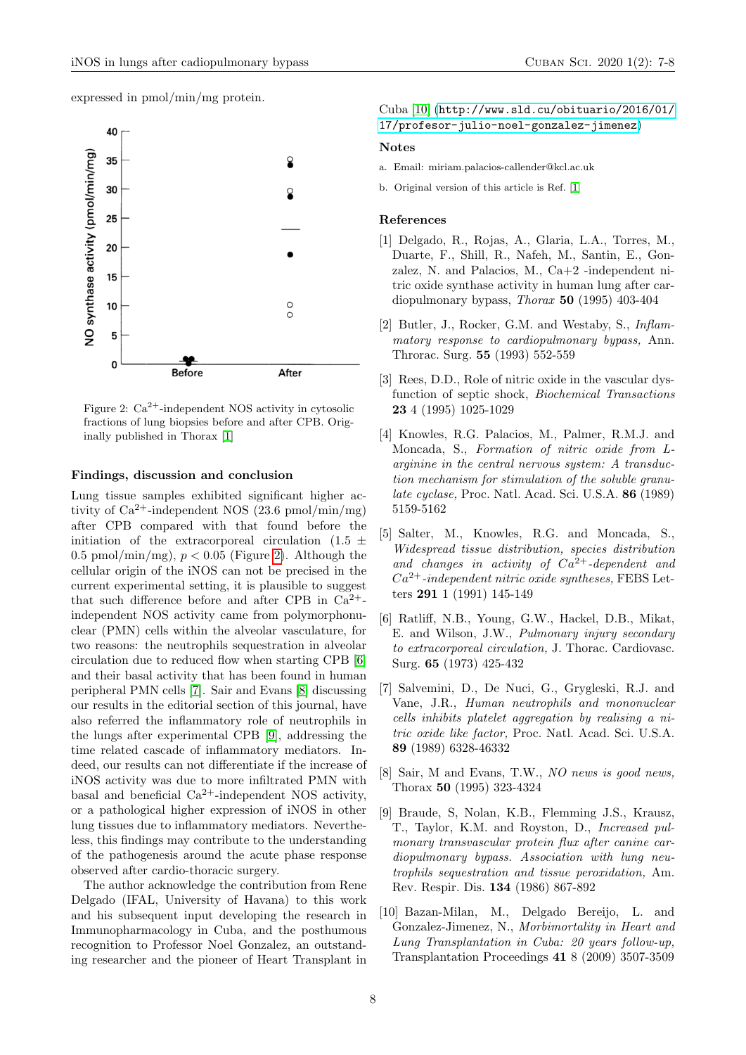expressed in pmol/min/mg protein.

NO synthase activity (pmol/min/mg)

40
35
30
25
20
15
10
5
0

Before

After

Figure 2: $Ca^{2+}$-independent NOS activity in cytosolic fractions of lung biopsies before and after CPB. Originally published in Thorax [1]

## Findings, discussion and conclusion

Lung tissue samples exhibited significant higher activity of $Ca^{2+}$-independent NOS (23.6 pmol/min/mg) after CPB compared with that found before the initiation of the extracorporeal circulation ($1.5 \pm 0.5$ pmol/min/mg), $p < 0.05$ (Figure 2). Although the cellular origin of the iNOS can not be precised in the current experimental setting, it is plausible to suggest that such difference before and after CPB in $Ca^{2+}$-independent NOS activity came from polymorphonuclear (PMN) cells within the alveolar vasculature, for two reasons: the neutrophils sequestration in alveolar circulation due to reduced flow when starting CPB [6] and their basal activity that has been found in human peripheral PMN cells [7]. Sair and Evans [8] discussing our results in the editorial section of this journal, have also referred the inflammatory role of neutrophils in the lungs after experimental CPB [9], addressing the time related cascade of inflammatory mediators. Indeed, our results can not differentiate if the increase of iNOS activity was due to more infiltrated PMN with basal and beneficial $Ca^{2+}$-independent NOS activity, or a pathological higher expression of iNOS in other lung tissues due to inflammatory mediators. Nevertheless, this findings may contribute to the understanding of the pathogenesis around the acute phase response observed after cardio-thoracic surgery.

The author acknowledge the contribution from Rene Delgado (IFAL, University of Havana) to this work and his subsequent input developing the research in Immunopharmacology in Cuba, and the posthumous recognition to Professor Noel Gonzalez, an outstanding researcher and the pioneer of Heart Transplant in Cuba [10] (http://www.sld.cu/obituario/2016/01/17/profesor-julio-noel-gonzalez-jimenez)

## Notes

a. Email: miriam.palacios-callender@kcl.ac.uk

b. Original version of this article is Ref. [1]

## References

[1] Delgado, R., Rojas, A., Glaria, L.A., Torres, M., Duarte, F., Shill, R., Nafeh, M., Santin, E., Gonzalez, N. and Palacios, M., Ca+2 -independent nitric oxide synthase activity in human lung after cardiopulmonary bypass, *Thorax* **50** (1995) 403-404

[2] Butler, J., Rocker, G.M. and Westaby, S., *Inflammatory response to cardiopulmonary bypass,* Ann. Throrac. Surg. **55** (1993) 552-559

[3] Rees, D.D., Role of nitric oxide in the vascular dysfunction of septic shock, *Biochemical Transactions* **23** 4 (1995) 1025-1029

[4] Knowles, R.G. Palacios, M., Palmer, R.M.J. and Moncada, S., *Formation of nitric oxide from L-arginine in the central nervous system: A transduction mechanism for stimulation of the soluble granulate cyclase,* Proc. Natl. Acad. Sci. U.S.A. **86** (1989) 5159-5162

[5] Salter, M., Knowles, R.G. and Moncada, S., *Widespread tissue distribution, species distribution and changes in activity of $Ca^{2+}$-dependent and $Ca^{2+}$-independent nitric oxide syntheses,* FEBS Letters **291** 1 (1991) 145-149

[6] Ratliff, N.B., Young, G.W., Hackel, D.B., Mikat, E. and Wilson, J.W., *Pulmonary injury secondary to extracorporeal circulation,* J. Thorac. Cardiovasc. Surg. **65** (1973) 425-432

[7] Salvemini, D., De Nuci, G., Grygleski, R.J. and Vane, J.R., *Human neutrophils and mononuclear cells inhibits platelet aggregation by realising a nitric oxide like factor,* Proc. Natl. Acad. Sci. U.S.A. **89** (1989) 6328-46332

[8] Sair, M and Evans, T.W., *NO news is good news,* Thorax **50** (1995) 323-4324

[9] Braude, S, Nolan, K.B., Flemming J.S., Krausz, T., Taylor, K.M. and Royston, D., *Increased pulmonary transvascular protein flux after canine cardiopulmonary bypass. Association with lung neutrophils sequestration and tissue peroxidation,* Am. Rev. Respir. Dis. **134** (1986) 867-892

[10] Bazan-Milan, M., Delgado Bereijo, L. and Gonzalez-Jimenez, N., *Morbimortality in Heart and Lung Transplantation in Cuba: 20 years follow-up,* Transplantation Proceedings **41** 8 (2009) 3507-3509